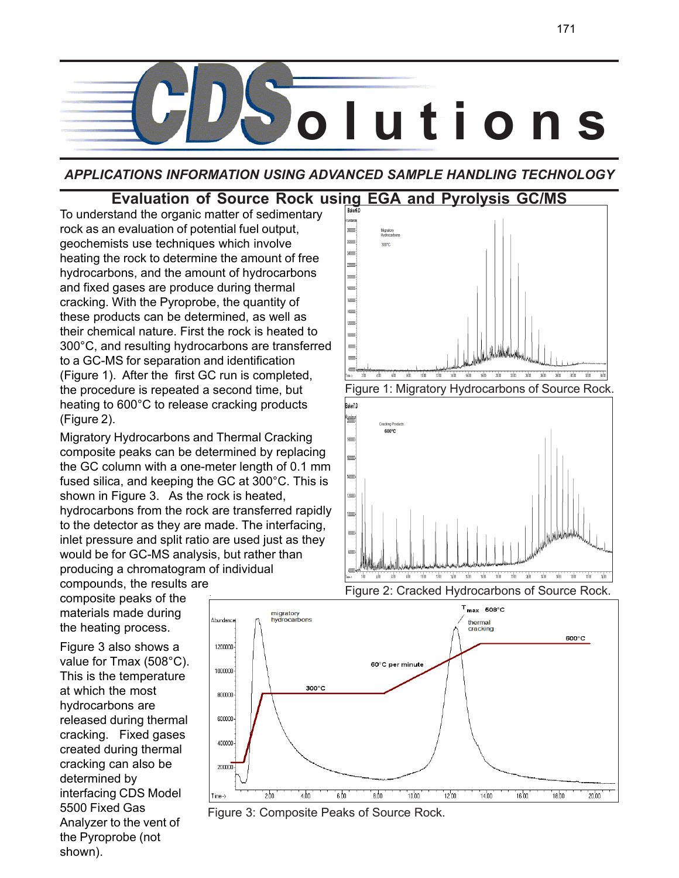# CDS olutions

*APPLICATIONS INFORMATION USING ADVANCED SAMPLE HANDLING TECHNOLOGY*

## Evaluation of Source Rock using EGA and Pyrolysis GC/MS

To understand the organic matter of sedimentary rock as an evaluation of potential fuel output, geochemists use techniques which involve heating the rock to determine the amount of free hydrocarbons, and the amount of hydrocarbons and fixed gases are produce during thermal cracking. With the Pyroprobe, the quantity of these products can be determined, as well as their chemical nature. First the rock is heated to 300°C, and resulting hydrocarbons are transferred to a GC-MS for separation and identification (Figure 1). After the first GC run is completed, the procedure is repeated a second time, but heating to 600°C to release cracking products (Figure 2).

Figure 1: Migratory Hydrocarbons of Source Rock.

Figure 2: Cracked Hydrocarbons of Source Rock.

Migratory Hydrocarbons and Thermal Cracking composite peaks can be determined by replacing the GC column with a one-meter length of 0.1 mm fused silica, and keeping the GC at 300°C. This is shown in Figure 3. As the rock is heated, hydrocarbons from the rock are transferred rapidly to the detector as they are made. The interfacing, inlet pressure and split ratio are used just as they would be for GC-MS analysis, but rather than producing a chromatogram of individual compounds, the results are composite peaks of the materials made during the heating process.

Figure 3 also shows a value for Tmax (508°C). This is the temperature at which the most hydrocarbons are released during thermal cracking. Fixed gases created during thermal cracking can also be determined by interfacing CDS Model 5500 Fixed Gas Analyzer to the vent of the Pyroprobe (not shown).

Figure 3: Composite Peaks of Source Rock.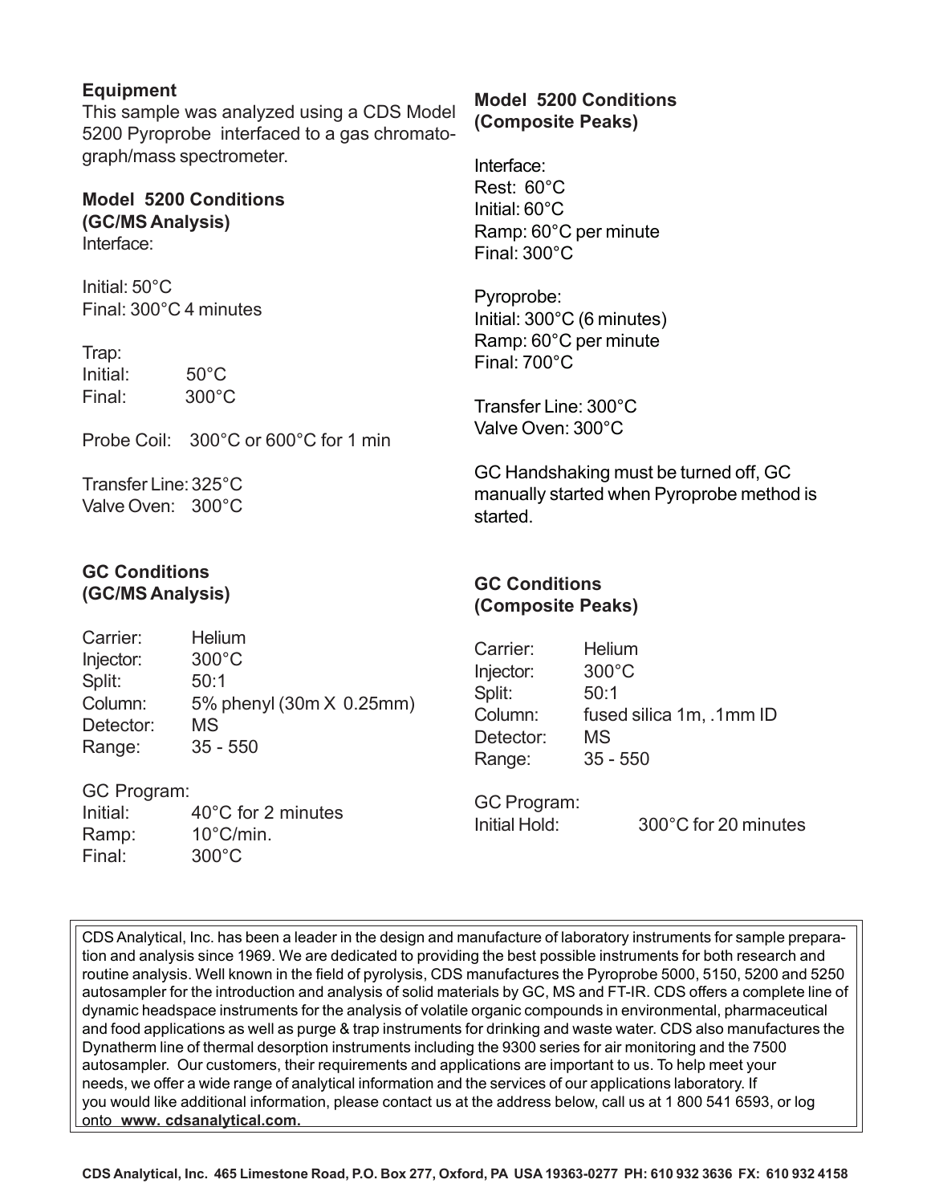**Equipment**

This sample was analyzed using a CDS Model 5200 Pyroprobe interfaced to a gas chromatograph/mass spectrometer.

**Model 5200 Conditions (GC/MS Analysis)**

Interface:

Initial: 50°C
Final: 300°C 4 minutes

Trap:
Initial: 50°C
Final: 300°C

Probe Coil: 300°C or 600°C for 1 min

Transfer Line: 325°C
Valve Oven: 300°C

**GC Conditions (GC/MS Analysis)**

| | |
|---|---|
| Carrier: | Helium |
| Injector: | 300°C |
| Split: | 50:1 |
| Column: | 5% phenyl (30m X 0.25mm) |
| Detector: | MS |
| Range: | 35 - 550 |

GC Program:

| | |
|---|---|
| Initial: | 40°C for 2 minutes |
| Ramp: | 10°C/min. |
| Final: | 300°C |

**Model 5200 Conditions (Composite Peaks)**

Interface:
Rest: 60°C
Initial: 60°C
Ramp: 60°C per minute
Final: 300°C

Pyroprobe:
Initial: 300°C (6 minutes)
Ramp: 60°C per minute
Final: 700°C

Transfer Line: 300°C
Valve Oven: 300°C

GC Handshaking must be turned off, GC manually started when Pyroprobe method is started.

**GC Conditions (Composite Peaks)**

| | |
|---|---|
| Carrier: | Helium |
| Injector: | 300°C |
| Split: | 50:1 |
| Column: | fused silica 1m, .1mm ID |
| Detector: | MS |
| Range: | 35 - 550 |

GC Program:
Initial Hold: 300°C for 20 minutes

CDS Analytical, Inc. has been a leader in the design and manufacture of laboratory instruments for sample preparation and analysis since 1969. We are dedicated to providing the best possible instruments for both research and routine analysis. Well known in the field of pyrolysis, CDS manufactures the Pyroprobe 5000, 5150, 5200 and 5250 autosampler for the introduction and analysis of solid materials by GC, MS and FT-IR. CDS offers a complete line of dynamic headspace instruments for the analysis of volatile organic compounds in environmental, pharmaceutical and food applications as well as purge & trap instruments for drinking and waste water. CDS also manufactures the Dynatherm line of thermal desorption instruments including the 9300 series for air monitoring and the 7500 autosampler. Our customers, their requirements and applications are important to us. To help meet your needs, we offer a wide range of analytical information and the services of our applications laboratory. If you would like additional information, please contact us at the address below, call us at 1 800 541 6593, or log onto **www. cdsanalytical.com.**

**CDS Analytical, Inc. 465 Limestone Road, P.O. Box 277, Oxford, PA USA 19363-0277 PH: 610 932 3636 FX: 610 932 4158**